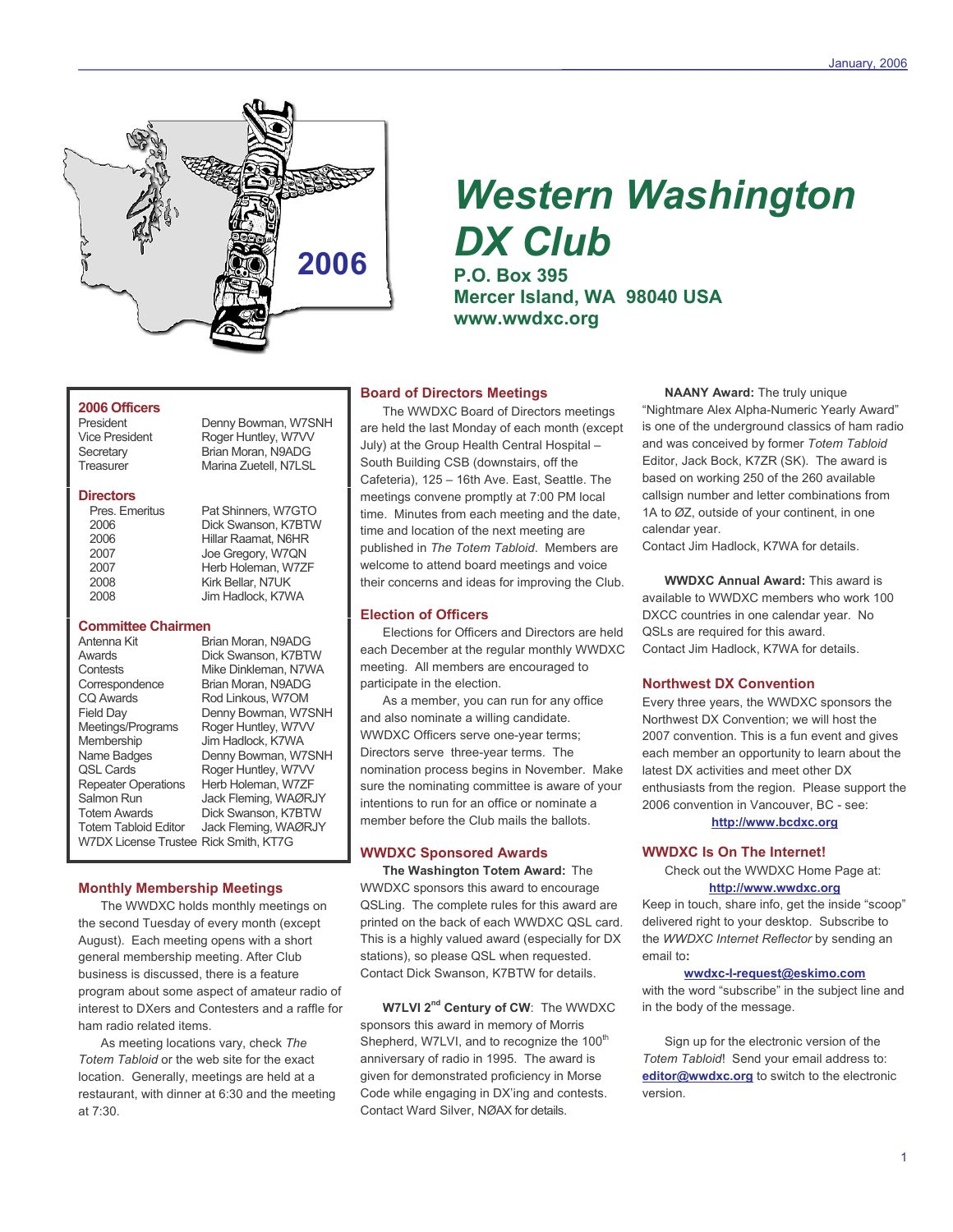# Western Washington DX Club

**P.O. Box 395**
**Mercer Island, WA 98040 USA**
**www.wwdxc.org**

2006

## 2006 Officers

| | |
|---|---|
| President | Denny Bowman, W7SNH |
| Vice President | Roger Huntley, W7VV |
| Secretary | Brian Moran, N9ADG |
| Treasurer | Marina Zuetell, N7LSL |

## Directors

| | |
|---|---|
| Pres. Emeritus | Pat Shinners, W7GTO |
| 2006 | Dick Swanson, K7BTW |
| 2006 | Hillar Raamat, N6HR |
| 2007 | Joe Gregory, W7QN |
| 2007 | Herb Holeman, W7ZF |
| 2008 | Kirk Bellar, N7UK |
| 2008 | Jim Hadlock, K7WA |

## Committee Chairmen

| | |
|---|---|
| Antenna Kit | Brian Moran, N9ADG |
| Awards | Dick Swanson, K7BTW |
| Contests | Mike Dinkleman, N7WA |
| Correspondence | Brian Moran, N9ADG |
| CQ Awards | Rod Linkous, W7OM |
| Field Day | Denny Bowman, W7SNH |
| Meetings/Programs | Roger Huntley, W7VV |
| Membership | Jim Hadlock, K7WA |
| Name Badges | Denny Bowman, W7SNH |
| QSL Cards | Roger Huntley, W7VV |
| Repeater Operations | Herb Holeman, W7ZF |
| Salmon Run | Jack Fleming, WAØRJY |
| Totem Awards | Dick Swanson, K7BTW |
| Totem Tabloid Editor | Jack Fleming, WAØRJY |
| W7DX License Trustee | Rick Smith, KT7G |

## Monthly Membership Meetings

The WWDXC holds monthly meetings on the second Tuesday of every month (except August). Each meeting opens with a short general membership meeting. After Club business is discussed, there is a feature program about some aspect of amateur radio of interest to DXers and Contesters and a raffle for ham radio related items.

As meeting locations vary, check *The Totem Tabloid* or the web site for the exact location. Generally, meetings are held at a restaurant, with dinner at 6:30 and the meeting at 7:30.

## Board of Directors Meetings

The WWDXC Board of Directors meetings are held the last Monday of each month (except July) at the Group Health Central Hospital – South Building CSB (downstairs, off the Cafeteria), 125 – 16th Ave. East, Seattle. The meetings convene promptly at 7:00 PM local time. Minutes from each meeting and the date, time and location of the next meeting are published in *The Totem Tabloid*. Members are welcome to attend board meetings and voice their concerns and ideas for improving the Club.

## Election of Officers

Elections for Officers and Directors are held each December at the regular monthly WWDXC meeting. All members are encouraged to participate in the election.

As a member, you can run for any office and also nominate a willing candidate. WWDXC Officers serve one-year terms; Directors serve three-year terms. The nomination process begins in November. Make sure the nominating committee is aware of your intentions to run for an office or nominate a member before the Club mails the ballots.

## WWDXC Sponsored Awards

**The Washington Totem Award:** The WWDXC sponsors this award to encourage QSLing. The complete rules for this award are printed on the back of each WWDXC QSL card. This is a highly valued award (especially for DX stations), so please QSL when requested. Contact Dick Swanson, K7BTW for details.

**W7LVI 2nd Century of CW**: The WWDXC sponsors this award in memory of Morris Shepherd, W7LVI, and to recognize the 100th anniversary of radio in 1995. The award is given for demonstrated proficiency in Morse Code while engaging in DX'ing and contests. Contact Ward Silver, NØAX for details.

**NAANY Award:** The truly unique "Nightmare Alex Alpha-Numeric Yearly Award" is one of the underground classics of ham radio and was conceived by former *Totem Tabloid* Editor, Jack Bock, K7ZR (SK). The award is based on working 250 of the 260 available callsign number and letter combinations from 1A to ØZ, outside of your continent, in one calendar year.
Contact Jim Hadlock, K7WA for details.

**WWDXC Annual Award:** This award is available to WWDXC members who work 100 DXCC countries in one calendar year. No QSLs are required for this award.
Contact Jim Hadlock, K7WA for details.

## Northwest DX Convention

Every three years, the WWDXC sponsors the Northwest DX Convention; we will host the 2007 convention. This is a fun event and gives each member an opportunity to learn about the latest DX activities and meet other DX enthusiasts from the region. Please support the 2006 convention in Vancouver, BC - see:
**http://www.bcdxc.org**

## WWDXC Is On The Internet!

Check out the WWDXC Home Page at:
**http://www.wwdxc.org**
Keep in touch, share info, get the inside "scoop" delivered right to your desktop. Subscribe to the *WWDXC Internet Reflector* by sending an email to:
**wwdxc-l-request@eskimo.com**
with the word "subscribe" in the subject line and in the body of the message.

Sign up for the electronic version of the *Totem Tabloid*! Send your email address to: **editor@wwdxc.org** to switch to the electronic version.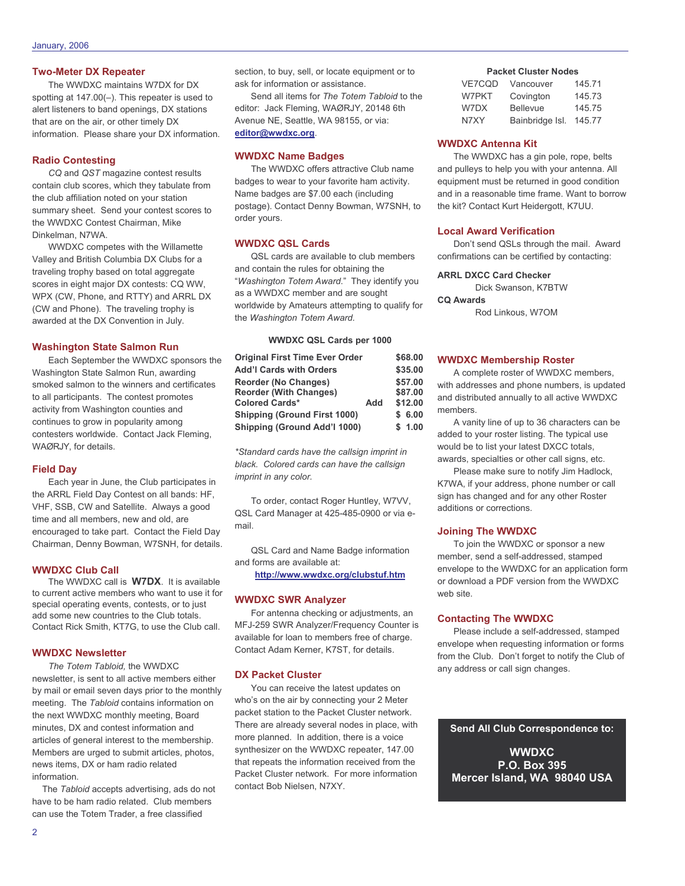## Two-Meter DX Repeater

The WWDXC maintains W7DX for DX spotting at 147.00(–). This repeater is used to alert listeners to band openings, DX stations that are on the air, or other timely DX information. Please share your DX information.

## Radio Contesting

*CQ* and *QST* magazine contest results contain club scores, which they tabulate from the club affiliation noted on your station summary sheet. Send your contest scores to the WWDXC Contest Chairman, Mike Dinkelman, N7WA.

WWDXC competes with the Willamette Valley and British Columbia DX Clubs for a traveling trophy based on total aggregate scores in eight major DX contests: CQ WW, WPX (CW, Phone, and RTTY) and ARRL DX (CW and Phone). The traveling trophy is awarded at the DX Convention in July.

## Washington State Salmon Run

Each September the WWDXC sponsors the Washington State Salmon Run, awarding smoked salmon to the winners and certificates to all participants. The contest promotes activity from Washington counties and continues to grow in popularity among contesters worldwide. Contact Jack Fleming, WAØRJY, for details.

## Field Day

Each year in June, the Club participates in the ARRL Field Day Contest on all bands: HF, VHF, SSB, CW and Satellite. Always a good time and all members, new and old, are encouraged to take part. Contact the Field Day Chairman, Denny Bowman, W7SNH, for details.

## WWDXC Club Call

The WWDXC call is **W7DX**. It is available to current active members who want to use it for special operating events, contests, or to just add some new countries to the Club totals. Contact Rick Smith, KT7G, to use the Club call.

## WWDXC Newsletter

*The Totem Tabloid,* the WWDXC newsletter, is sent to all active members either by mail or email seven days prior to the monthly meeting. The *Tabloid* contains information on the next WWDXC monthly meeting, Board minutes, DX and contest information and articles of general interest to the membership. Members are urged to submit articles, photos, news items, DX or ham radio related information.

The *Tabloid* accepts advertising, ads do not have to be ham radio related. Club members can use the Totem Trader, a free classified section, to buy, sell, or locate equipment or to ask for information or assistance.

Send all items for *The Totem Tabloid* to the editor: Jack Fleming, WAØRJY, 20148 6th Avenue NE, Seattle, WA 98155, or via: **editor@wwdxc.org**.

## WWDXC Name Badges

The WWDXC offers attractive Club name badges to wear to your favorite ham activity. Name badges are $7.00 each (including postage). Contact Denny Bowman, W7SNH, to order yours.

## WWDXC QSL Cards

QSL cards are available to club members and contain the rules for obtaining the "*Washington Totem Award.*" They identify you as a WWDXC member and are sought worldwide by Amateurs attempting to qualify for the *Washington Totem Award.*

**WWDXC QSL Cards per 1000**

| | | |
|---|---|---|
| **Original First Time Ever Order** | | **$68.00** |
| **Add'l Cards with Orders** | | **$35.00** |
| **Reorder (No Changes)** | | **$57.00** |
| **Reorder (With Changes)** | | **$87.00** |
| **Colored Cards*** | **Add** | **$12.00** |
| **Shipping (Ground First 1000)** | | **$ 6.00** |
| **Shipping (Ground Add'l 1000)** | | **$ 1.00** |

*\*Standard cards have the callsign imprint in black. Colored cards can have the callsign imprint in any color.*

To order, contact Roger Huntley, W7VV, QSL Card Manager at 425-485-0900 or via e-mail.

QSL Card and Name Badge information and forms are available at:

**http://www.wwdxc.org/clubstuf.htm**

## WWDXC SWR Analyzer

For antenna checking or adjustments, an MFJ-259 SWR Analyzer/Frequency Counter is available for loan to members free of charge. Contact Adam Kerner, K7ST, for details.

## DX Packet Cluster

You can receive the latest updates on who's on the air by connecting your 2 Meter packet station to the Packet Cluster network. There are already several nodes in place, with more planned. In addition, there is a voice synthesizer on the WWDXC repeater, 147.00 that repeats the information received from the Packet Cluster network. For more information contact Bob Nielsen, N7XY.

**Packet Cluster Nodes**

| | | |
|---|---|---|
| VE7CQD | Vancouver | 145.71 |
| W7PKT | Covington | 145.73 |
| W7DX | Bellevue | 145.75 |
| N7XY | Bainbridge Isl. | 145.77 |

## WWDXC Antenna Kit

The WWDXC has a gin pole, rope, belts and pulleys to help you with your antenna. All equipment must be returned in good condition and in a reasonable time frame. Want to borrow the kit? Contact Kurt Heidergott, K7UU.

## Local Award Verification

Don't send QSLs through the mail. Award confirmations can be certified by contacting:

**ARRL DXCC Card Checker**
Dick Swanson, K7BTW

**CQ Awards**
Rod Linkous, W7OM

## WWDXC Membership Roster

A complete roster of WWDXC members, with addresses and phone numbers, is updated and distributed annually to all active WWDXC members.

A vanity line of up to 36 characters can be added to your roster listing. The typical use would be to list your latest DXCC totals, awards, specialties or other call signs, etc.

Please make sure to notify Jim Hadlock, K7WA, if your address, phone number or call sign has changed and for any other Roster additions or corrections.

## Joining The WWDXC

To join the WWDXC or sponsor a new member, send a self-addressed, stamped envelope to the WWDXC for an application form or download a PDF version from the WWDXC web site.

## Contacting The WWDXC

Please include a self-addressed, stamped envelope when requesting information or forms from the Club. Don't forget to notify the Club of any address or call sign changes.

**Send All Club Correspondence to:**

**WWDXC**
**P.O. Box 395**
**Mercer Island, WA 98040 USA**